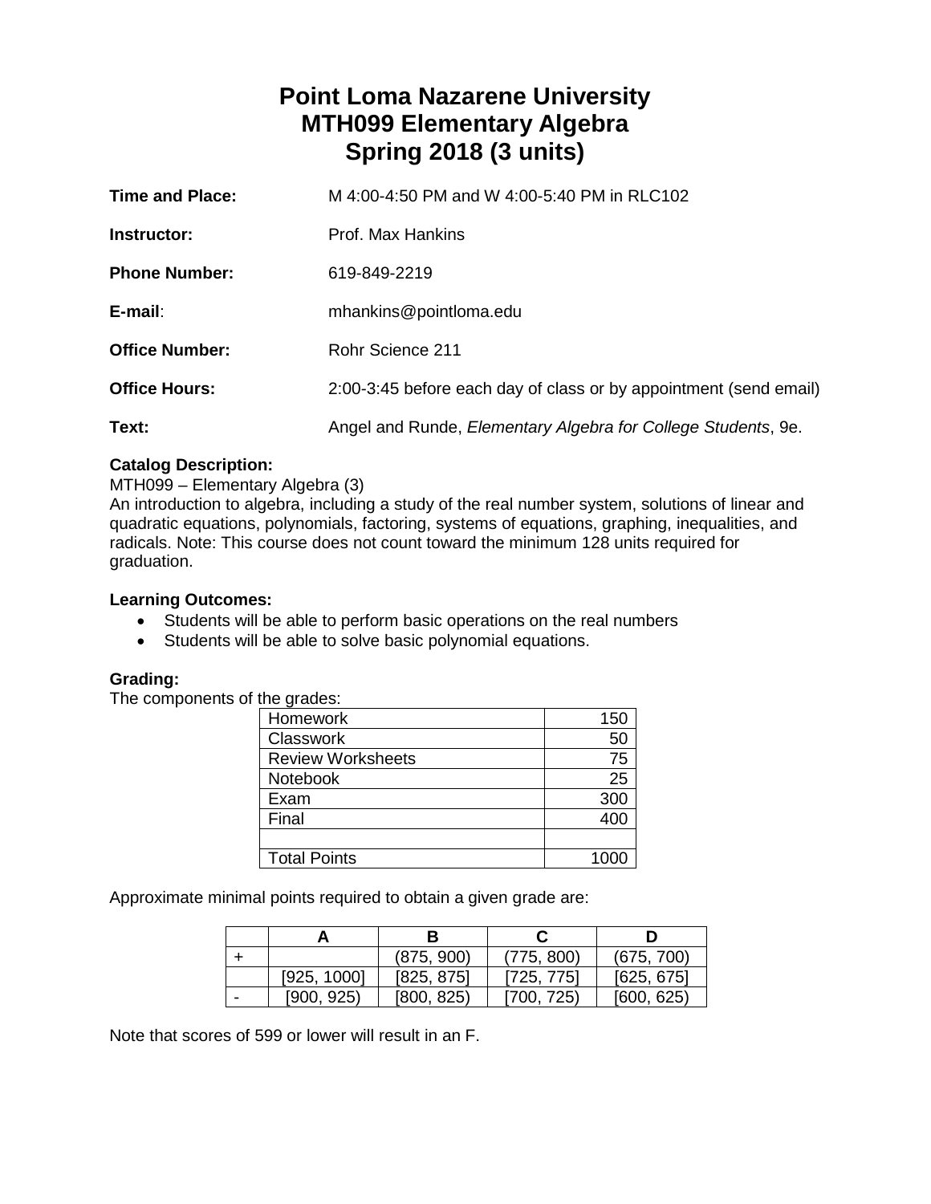# Point Loma Nazarene University
# MTH099 Elementary Algebra
# Spring 2018 (3 units)

**Time and Place:** M 4:00-4:50 PM and W 4:00-5:40 PM in RLC102

**Instructor:** Prof. Max Hankins

**Phone Number:** 619-849-2219

**E-mail**: mhankins@pointloma.edu

**Office Number:** Rohr Science 211

**Office Hours:** 2:00-3:45 before each day of class or by appointment (send email)

**Text:** Angel and Runde, *Elementary Algebra for College Students*, 9e.

**Catalog Description:**
MTH099 – Elementary Algebra (3)
An introduction to algebra, including a study of the real number system, solutions of linear and quadratic equations, polynomials, factoring, systems of equations, graphing, inequalities, and radicals. Note: This course does not count toward the minimum 128 units required for graduation.

**Learning Outcomes:**

- Students will be able to perform basic operations on the real numbers
- Students will be able to solve basic polynomial equations.

**Grading:**
The components of the grades:

| | |
|---|---|
| Homework | 150 |
| Classwork | 50 |
| Review Worksheets | 75 |
| Notebook | 25 |
| Exam | 300 |
| Final | 400 |
| | |
| Total Points | 1000 |

Approximate minimal points required to obtain a given grade are:

| | A | B | C | D |
|---|---|---|---|---|
| + | | (875, 900) | (775, 800) | (675, 700) |
| | [925, 1000] | [825, 875] | [725, 775] | [625, 675] |
| - | [900, 925) | [800, 825) | [700, 725) | [600, 625) |

Note that scores of 599 or lower will result in an F.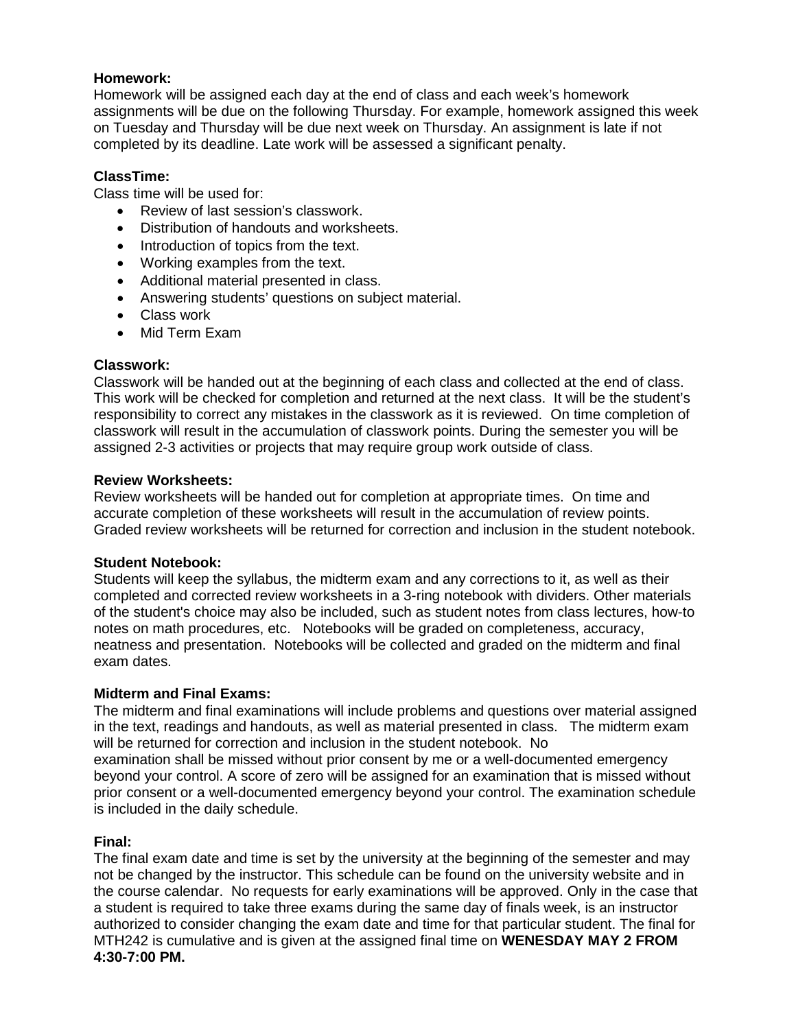**Homework:**
Homework will be assigned each day at the end of class and each week's homework assignments will be due on the following Thursday. For example, homework assigned this week on Tuesday and Thursday will be due next week on Thursday. An assignment is late if not completed by its deadline. Late work will be assessed a significant penalty.

**ClassTime:**
Class time will be used for:

- Review of last session's classwork.
- Distribution of handouts and worksheets.
- Introduction of topics from the text.
- Working examples from the text.
- Additional material presented in class.
- Answering students' questions on subject material.
- Class work
- Mid Term Exam

**Classwork:**
Classwork will be handed out at the beginning of each class and collected at the end of class. This work will be checked for completion and returned at the next class. It will be the student's responsibility to correct any mistakes in the classwork as it is reviewed. On time completion of classwork will result in the accumulation of classwork points. During the semester you will be assigned 2-3 activities or projects that may require group work outside of class.

**Review Worksheets:**
Review worksheets will be handed out for completion at appropriate times. On time and accurate completion of these worksheets will result in the accumulation of review points. Graded review worksheets will be returned for correction and inclusion in the student notebook.

**Student Notebook:**
Students will keep the syllabus, the midterm exam and any corrections to it, as well as their completed and corrected review worksheets in a 3-ring notebook with dividers. Other materials of the student's choice may also be included, such as student notes from class lectures, how-to notes on math procedures, etc. Notebooks will be graded on completeness, accuracy, neatness and presentation. Notebooks will be collected and graded on the midterm and final exam dates.

**Midterm and Final Exams:**
The midterm and final examinations will include problems and questions over material assigned in the text, readings and handouts, as well as material presented in class. The midterm exam will be returned for correction and inclusion in the student notebook. No examination shall be missed without prior consent by me or a well-documented emergency beyond your control. A score of zero will be assigned for an examination that is missed without prior consent or a well-documented emergency beyond your control. The examination schedule is included in the daily schedule.

**Final:**
The final exam date and time is set by the university at the beginning of the semester and may not be changed by the instructor. This schedule can be found on the university website and in the course calendar. No requests for early examinations will be approved. Only in the case that a student is required to take three exams during the same day of finals week, is an instructor authorized to consider changing the exam date and time for that particular student. The final for MTH242 is cumulative and is given at the assigned final time on **WENESDAY MAY 2 FROM 4:30-7:00 PM.**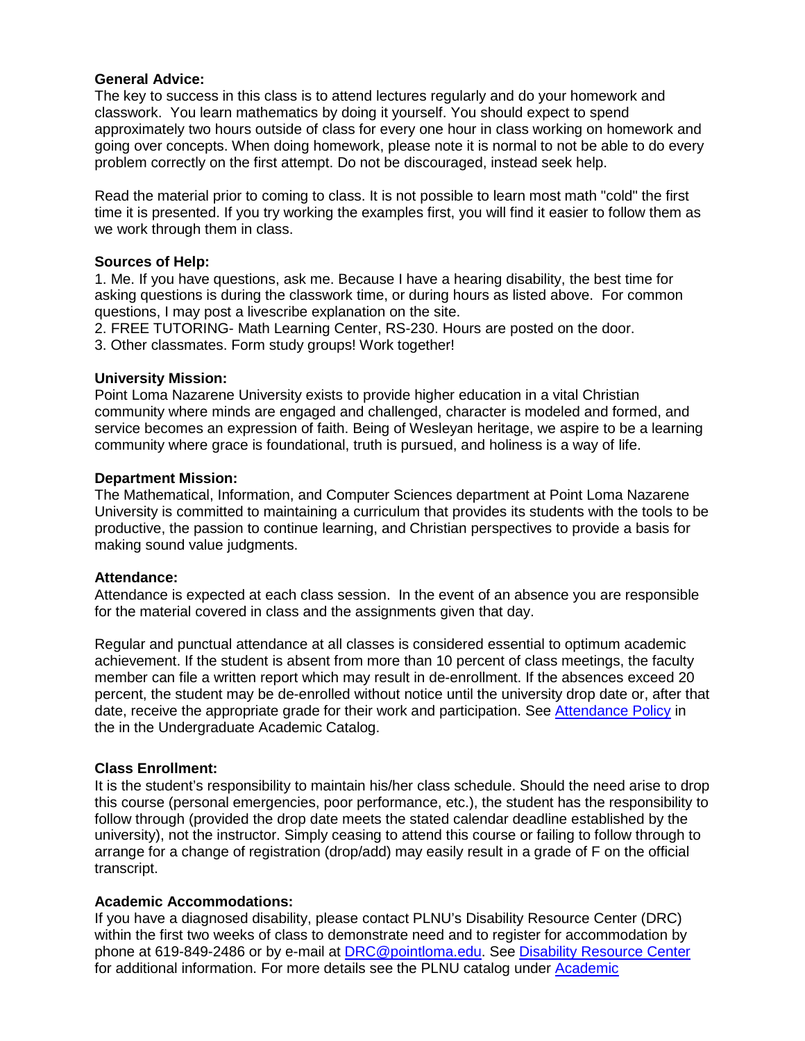**General Advice:**
The key to success in this class is to attend lectures regularly and do your homework and classwork. You learn mathematics by doing it yourself. You should expect to spend approximately two hours outside of class for every one hour in class working on homework and going over concepts. When doing homework, please note it is normal to not be able to do every problem correctly on the first attempt. Do not be discouraged, instead seek help.

Read the material prior to coming to class. It is not possible to learn most math "cold" the first time it is presented. If you try working the examples first, you will find it easier to follow them as we work through them in class.

**Sources of Help:**
1. Me. If you have questions, ask me. Because I have a hearing disability, the best time for asking questions is during the classwork time, or during hours as listed above. For common questions, I may post a livescribe explanation on the site.
2. FREE TUTORING- Math Learning Center, RS-230. Hours are posted on the door.
3. Other classmates. Form study groups! Work together!

**University Mission:**
Point Loma Nazarene University exists to provide higher education in a vital Christian community where minds are engaged and challenged, character is modeled and formed, and service becomes an expression of faith. Being of Wesleyan heritage, we aspire to be a learning community where grace is foundational, truth is pursued, and holiness is a way of life.

**Department Mission:**
The Mathematical, Information, and Computer Sciences department at Point Loma Nazarene University is committed to maintaining a curriculum that provides its students with the tools to be productive, the passion to continue learning, and Christian perspectives to provide a basis for making sound value judgments.

**Attendance:**
Attendance is expected at each class session. In the event of an absence you are responsible for the material covered in class and the assignments given that day.

Regular and punctual attendance at all classes is considered essential to optimum academic achievement. If the student is absent from more than 10 percent of class meetings, the faculty member can file a written report which may result in de-enrollment. If the absences exceed 20 percent, the student may be de-enrolled without notice until the university drop date or, after that date, receive the appropriate grade for their work and participation. See Attendance Policy in the in the Undergraduate Academic Catalog.

**Class Enrollment:**
It is the student's responsibility to maintain his/her class schedule. Should the need arise to drop this course (personal emergencies, poor performance, etc.), the student has the responsibility to follow through (provided the drop date meets the stated calendar deadline established by the university), not the instructor. Simply ceasing to attend this course or failing to follow through to arrange for a change of registration (drop/add) may easily result in a grade of F on the official transcript.

**Academic Accommodations:**
If you have a diagnosed disability, please contact PLNU's Disability Resource Center (DRC) within the first two weeks of class to demonstrate need and to register for accommodation by phone at 619-849-2486 or by e-mail at DRC@pointloma.edu. See Disability Resource Center for additional information. For more details see the PLNU catalog under Academic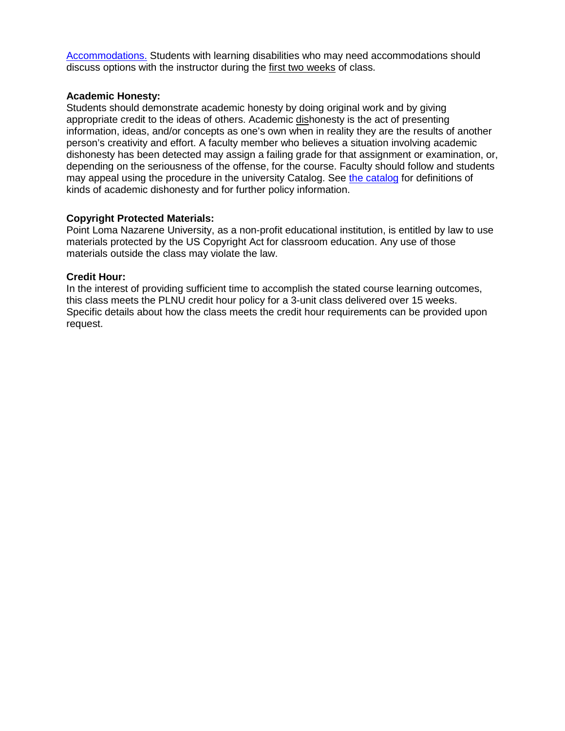Accommodations. Students with learning disabilities who may need accommodations should discuss options with the instructor during the first two weeks of class.

**Academic Honesty:**
Students should demonstrate academic honesty by doing original work and by giving appropriate credit to the ideas of others. Academic dishonesty is the act of presenting information, ideas, and/or concepts as one's own when in reality they are the results of another person's creativity and effort. A faculty member who believes a situation involving academic dishonesty has been detected may assign a failing grade for that assignment or examination, or, depending on the seriousness of the offense, for the course. Faculty should follow and students may appeal using the procedure in the university Catalog. See the catalog for definitions of kinds of academic dishonesty and for further policy information.

**Copyright Protected Materials:**
Point Loma Nazarene University, as a non-profit educational institution, is entitled by law to use materials protected by the US Copyright Act for classroom education. Any use of those materials outside the class may violate the law.

**Credit Hour:**
In the interest of providing sufficient time to accomplish the stated course learning outcomes, this class meets the PLNU credit hour policy for a 3-unit class delivered over 15 weeks. Specific details about how the class meets the credit hour requirements can be provided upon request.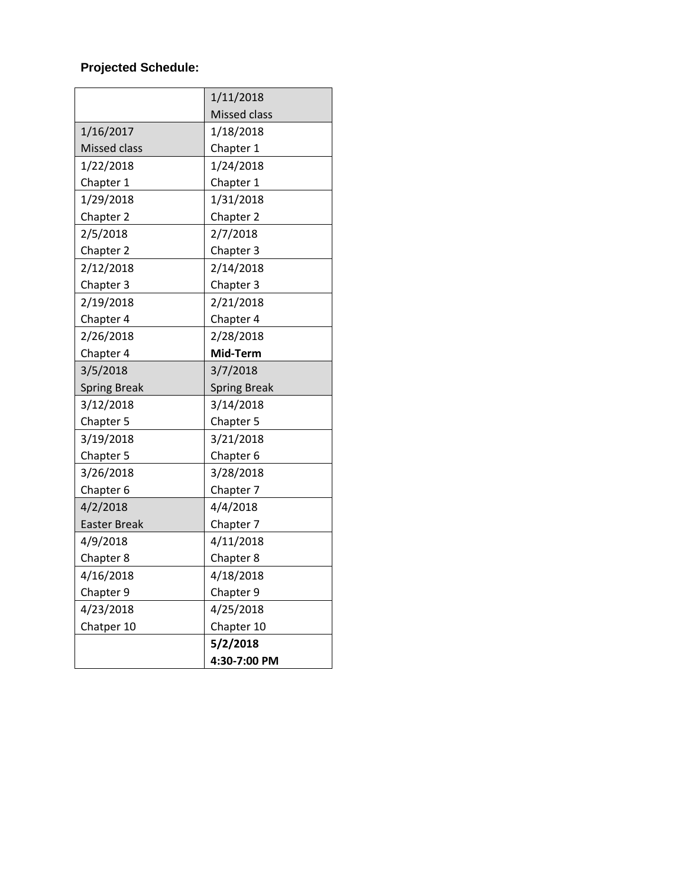**Projected Schedule:**

| | |
|---|---|
| | 1/11/2018<br>Missed class |
| 1/16/2017<br>Missed class | 1/18/2018<br>Chapter 1 |
| 1/22/2018<br>Chapter 1 | 1/24/2018<br>Chapter 1 |
| 1/29/2018<br>Chapter 2 | 1/31/2018<br>Chapter 2 |
| 2/5/2018<br>Chapter 2 | 2/7/2018<br>Chapter 3 |
| 2/12/2018<br>Chapter 3 | 2/14/2018<br>Chapter 3 |
| 2/19/2018<br>Chapter 4 | 2/21/2018<br>Chapter 4 |
| 2/26/2018<br>Chapter 4 | 2/28/2018<br>**Mid-Term** |
| 3/5/2018<br>Spring Break | 3/7/2018<br>Spring Break |
| 3/12/2018<br>Chapter 5 | 3/14/2018<br>Chapter 5 |
| 3/19/2018<br>Chapter 5 | 3/21/2018<br>Chapter 6 |
| 3/26/2018<br>Chapter 6 | 3/28/2018<br>Chapter 7 |
| 4/2/2018<br>Easter Break | 4/4/2018<br>Chapter 7 |
| 4/9/2018<br>Chapter 8 | 4/11/2018<br>Chapter 8 |
| 4/16/2018<br>Chapter 9 | 4/18/2018<br>Chapter 9 |
| 4/23/2018<br>Chatper 10 | 4/25/2018<br>Chapter 10 |
| | **5/2/2018**<br>**4:30-7:00 PM** |